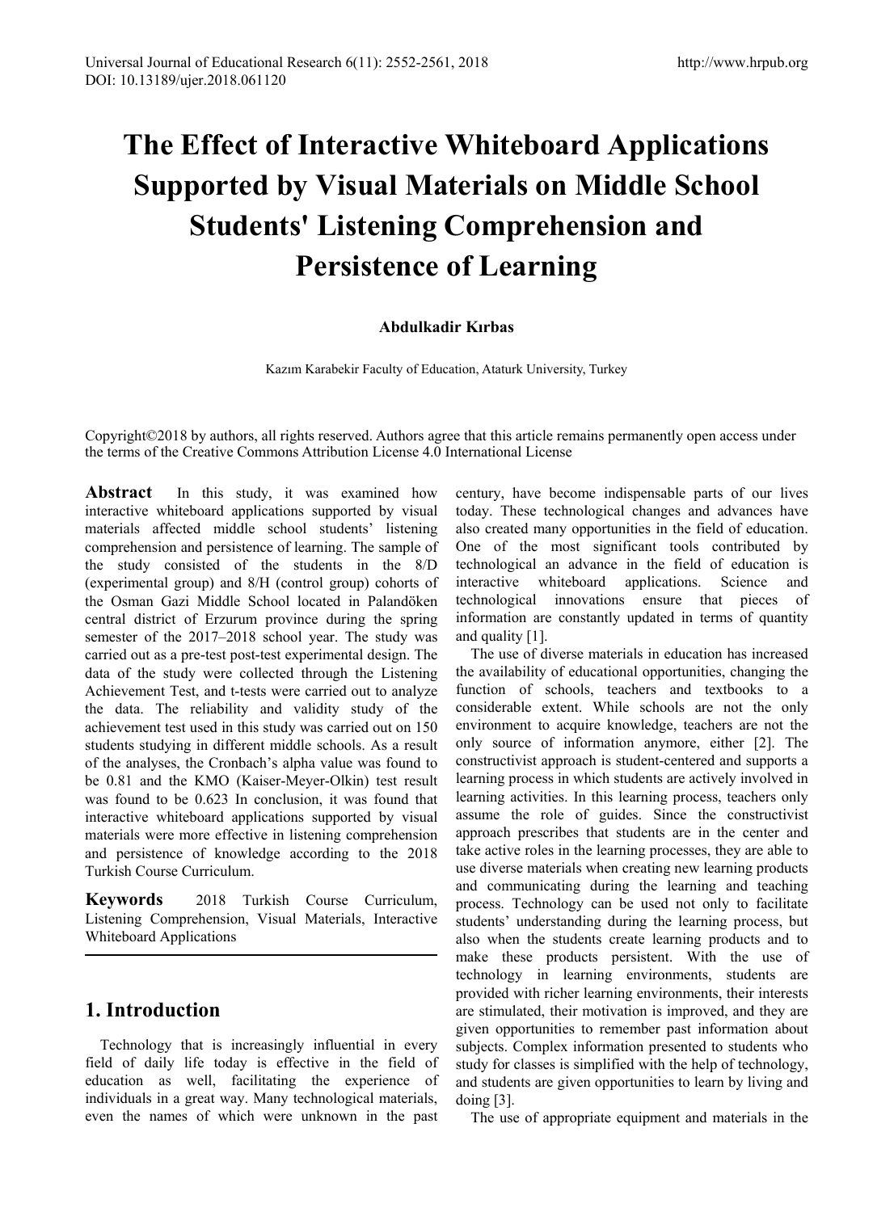# The Effect of Interactive Whiteboard Applications Supported by Visual Materials on Middle School Students' Listening Comprehension and Persistence of Learning

**Abdulkadir Kırbas**

Kazım Karabekir Faculty of Education, Ataturk University, Turkey

Copyright©2018 by authors, all rights reserved. Authors agree that this article remains permanently open access under the terms of the Creative Commons Attribution License 4.0 International License

**Abstract** In this study, it was examined how interactive whiteboard applications supported by visual materials affected middle school students' listening comprehension and persistence of learning. The sample of the study consisted of the students in the 8/D (experimental group) and 8/H (control group) cohorts of the Osman Gazi Middle School located in Palandöken central district of Erzurum province during the spring semester of the 2017–2018 school year. The study was carried out as a pre-test post-test experimental design. The data of the study were collected through the Listening Achievement Test, and t-tests were carried out to analyze the data. The reliability and validity study of the achievement test used in this study was carried out on 150 students studying in different middle schools. As a result of the analyses, the Cronbach's alpha value was found to be 0.81 and the KMO (Kaiser-Meyer-Olkin) test result was found to be 0.623 In conclusion, it was found that interactive whiteboard applications supported by visual materials were more effective in listening comprehension and persistence of knowledge according to the 2018 Turkish Course Curriculum.

**Keywords** 2018 Turkish Course Curriculum, Listening Comprehension, Visual Materials, Interactive Whiteboard Applications

## 1. Introduction

Technology that is increasingly influential in every field of daily life today is effective in the field of education as well, facilitating the experience of individuals in a great way. Many technological materials, even the names of which were unknown in the past century, have become indispensable parts of our lives today. These technological changes and advances have also created many opportunities in the field of education. One of the most significant tools contributed by technological an advance in the field of education is interactive whiteboard applications. Science and technological innovations ensure that pieces of information are constantly updated in terms of quantity and quality [1].

The use of diverse materials in education has increased the availability of educational opportunities, changing the function of schools, teachers and textbooks to a considerable extent. While schools are not the only environment to acquire knowledge, teachers are not the only source of information anymore, either [2]. The constructivist approach is student-centered and supports a learning process in which students are actively involved in learning activities. In this learning process, teachers only assume the role of guides. Since the constructivist approach prescribes that students are in the center and take active roles in the learning processes, they are able to use diverse materials when creating new learning products and communicating during the learning and teaching process. Technology can be used not only to facilitate students' understanding during the learning process, but also when the students create learning products and to make these products persistent. With the use of technology in learning environments, students are provided with richer learning environments, their interests are stimulated, their motivation is improved, and they are given opportunities to remember past information about subjects. Complex information presented to students who study for classes is simplified with the help of technology, and students are given opportunities to learn by living and doing [3].

The use of appropriate equipment and materials in the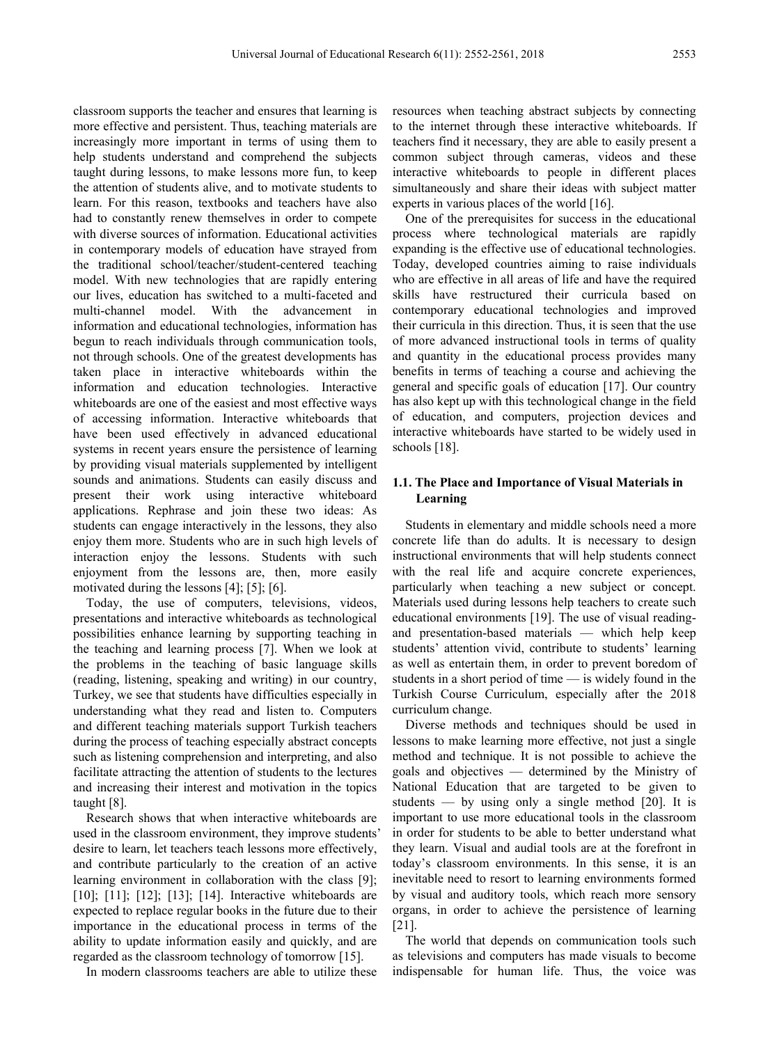classroom supports the teacher and ensures that learning is more effective and persistent. Thus, teaching materials are increasingly more important in terms of using them to help students understand and comprehend the subjects taught during lessons, to make lessons more fun, to keep the attention of students alive, and to motivate students to learn. For this reason, textbooks and teachers have also had to constantly renew themselves in order to compete with diverse sources of information. Educational activities in contemporary models of education have strayed from the traditional school/teacher/student-centered teaching model. With new technologies that are rapidly entering our lives, education has switched to a multi-faceted and multi-channel model. With the advancement in information and educational technologies, information has begun to reach individuals through communication tools, not through schools. One of the greatest developments has taken place in interactive whiteboards within the information and education technologies. Interactive whiteboards are one of the easiest and most effective ways of accessing information. Interactive whiteboards that have been used effectively in advanced educational systems in recent years ensure the persistence of learning by providing visual materials supplemented by intelligent sounds and animations. Students can easily discuss and present their work using interactive whiteboard applications. Rephrase and join these two ideas: As students can engage interactively in the lessons, they also enjoy them more. Students who are in such high levels of interaction enjoy the lessons. Students with such enjoyment from the lessons are, then, more easily motivated during the lessons [4]; [5]; [6].

Today, the use of computers, televisions, videos, presentations and interactive whiteboards as technological possibilities enhance learning by supporting teaching in the teaching and learning process [7]. When we look at the problems in the teaching of basic language skills (reading, listening, speaking and writing) in our country, Turkey, we see that students have difficulties especially in understanding what they read and listen to. Computers and different teaching materials support Turkish teachers during the process of teaching especially abstract concepts such as listening comprehension and interpreting, and also facilitate attracting the attention of students to the lectures and increasing their interest and motivation in the topics taught [8].

Research shows that when interactive whiteboards are used in the classroom environment, they improve students' desire to learn, let teachers teach lessons more effectively, and contribute particularly to the creation of an active learning environment in collaboration with the class [9]; [10]; [11]; [12]; [13]; [14]. Interactive whiteboards are expected to replace regular books in the future due to their importance in the educational process in terms of the ability to update information easily and quickly, and are regarded as the classroom technology of tomorrow [15].

In modern classrooms teachers are able to utilize these resources when teaching abstract subjects by connecting to the internet through these interactive whiteboards. If teachers find it necessary, they are able to easily present a common subject through cameras, videos and these interactive whiteboards to people in different places simultaneously and share their ideas with subject matter experts in various places of the world [16].

One of the prerequisites for success in the educational process where technological materials are rapidly expanding is the effective use of educational technologies. Today, developed countries aiming to raise individuals who are effective in all areas of life and have the required skills have restructured their curricula based on contemporary educational technologies and improved their curricula in this direction. Thus, it is seen that the use of more advanced instructional tools in terms of quality and quantity in the educational process provides many benefits in terms of teaching a course and achieving the general and specific goals of education [17]. Our country has also kept up with this technological change in the field of education, and computers, projection devices and interactive whiteboards have started to be widely used in schools [18].

### 1.1. The Place and Importance of Visual Materials in Learning

Students in elementary and middle schools need a more concrete life than do adults. It is necessary to design instructional environments that will help students connect with the real life and acquire concrete experiences, particularly when teaching a new subject or concept. Materials used during lessons help teachers to create such educational environments [19]. The use of visual reading- and presentation-based materials — which help keep students' attention vivid, contribute to students' learning as well as entertain them, in order to prevent boredom of students in a short period of time — is widely found in the Turkish Course Curriculum, especially after the 2018 curriculum change.

Diverse methods and techniques should be used in lessons to make learning more effective, not just a single method and technique. It is not possible to achieve the goals and objectives — determined by the Ministry of National Education that are targeted to be given to students — by using only a single method [20]. It is important to use more educational tools in the classroom in order for students to be able to better understand what they learn. Visual and audial tools are at the forefront in today's classroom environments. In this sense, it is an inevitable need to resort to learning environments formed by visual and auditory tools, which reach more sensory organs, in order to achieve the persistence of learning [21].

The world that depends on communication tools such as televisions and computers has made visuals to become indispensable for human life. Thus, the voice was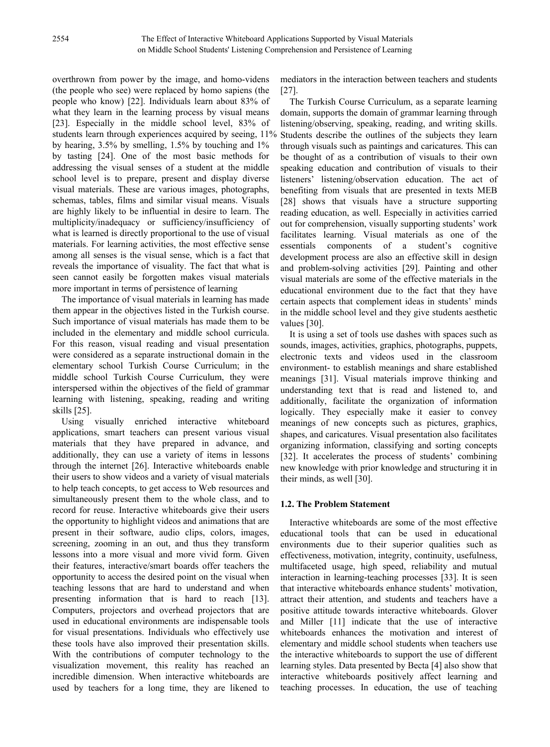overthrown from power by the image, and homo-videns (the people who see) were replaced by homo sapiens (the people who know) [22]. Individuals learn about 83% of what they learn in the learning process by visual means [23]. Especially in the middle school level, 83% of students learn through experiences acquired by seeing, 11% by hearing, 3.5% by smelling, 1.5% by touching and 1% by tasting [24]. One of the most basic methods for addressing the visual senses of a student at the middle school level is to prepare, present and display diverse visual materials. These are various images, photographs, schemas, tables, films and similar visual means. Visuals are highly likely to be influential in desire to learn. The multiplicity/inadequacy or sufficiency/insufficiency of what is learned is directly proportional to the use of visual materials. For learning activities, the most effective sense among all senses is the visual sense, which is a fact that reveals the importance of visuality. The fact that what is seen cannot easily be forgotten makes visual materials more important in terms of persistence of learning

The importance of visual materials in learning has made them appear in the objectives listed in the Turkish course. Such importance of visual materials has made them to be included in the elementary and middle school curricula. For this reason, visual reading and visual presentation were considered as a separate instructional domain in the elementary school Turkish Course Curriculum; in the middle school Turkish Course Curriculum, they were interspersed within the objectives of the field of grammar learning with listening, speaking, reading and writing skills [25].

Using visually enriched interactive whiteboard applications, smart teachers can present various visual materials that they have prepared in advance, and additionally, they can use a variety of items in lessons through the internet [26]. Interactive whiteboards enable their users to show videos and a variety of visual materials to help teach concepts, to get access to Web resources and simultaneously present them to the whole class, and to record for reuse. Interactive whiteboards give their users the opportunity to highlight videos and animations that are present in their software, audio clips, colors, images, screening, zooming in an out, and thus they transform lessons into a more visual and more vivid form. Given their features, interactive/smart boards offer teachers the opportunity to access the desired point on the visual when teaching lessons that are hard to understand and when presenting information that is hard to reach [13]. Computers, projectors and overhead projectors that are used in educational environments are indispensable tools for visual presentations. Individuals who effectively use these tools have also improved their presentation skills. With the contributions of computer technology to the visualization movement, this reality has reached an incredible dimension. When interactive whiteboards are used by teachers for a long time, they are likened to mediators in the interaction between teachers and students [27].

The Turkish Course Curriculum, as a separate learning domain, supports the domain of grammar learning through listening/observing, speaking, reading, and writing skills. Students describe the outlines of the subjects they learn through visuals such as paintings and caricatures. This can be thought of as a contribution of visuals to their own speaking education and contribution of visuals to their listeners' listening/observation education. The act of benefiting from visuals that are presented in texts MEB [28] shows that visuals have a structure supporting reading education, as well. Especially in activities carried out for comprehension, visually supporting students' work facilitates learning. Visual materials as one of the essentials components of a student's cognitive development process are also an effective skill in design and problem-solving activities [29]. Painting and other visual materials are some of the effective materials in the educational environment due to the fact that they have certain aspects that complement ideas in students' minds in the middle school level and they give students aesthetic values [30].

It is using a set of tools use dashes with spaces such as sounds, images, activities, graphics, photographs, puppets, electronic texts and videos used in the classroom environment- to establish meanings and share established meanings [31]. Visual materials improve thinking and understanding text that is read and listened to, and additionally, facilitate the organization of information logically. They especially make it easier to convey meanings of new concepts such as pictures, graphics, shapes, and caricatures. Visual presentation also facilitates organizing information, classifying and sorting concepts [32]. It accelerates the process of students' combining new knowledge with prior knowledge and structuring it in their minds, as well [30].

### 1.2. The Problem Statement

Interactive whiteboards are some of the most effective educational tools that can be used in educational environments due to their superior qualities such as effectiveness, motivation, integrity, continuity, usefulness, multifaceted usage, high speed, reliability and mutual interaction in learning-teaching processes [33]. It is seen that interactive whiteboards enhance students' motivation, attract their attention, and students and teachers have a positive attitude towards interactive whiteboards. Glover and Miller [11] indicate that the use of interactive whiteboards enhances the motivation and interest of elementary and middle school students when teachers use the interactive whiteboards to support the use of different learning styles. Data presented by Becta [4] also show that interactive whiteboards positively affect learning and teaching processes. In education, the use of teaching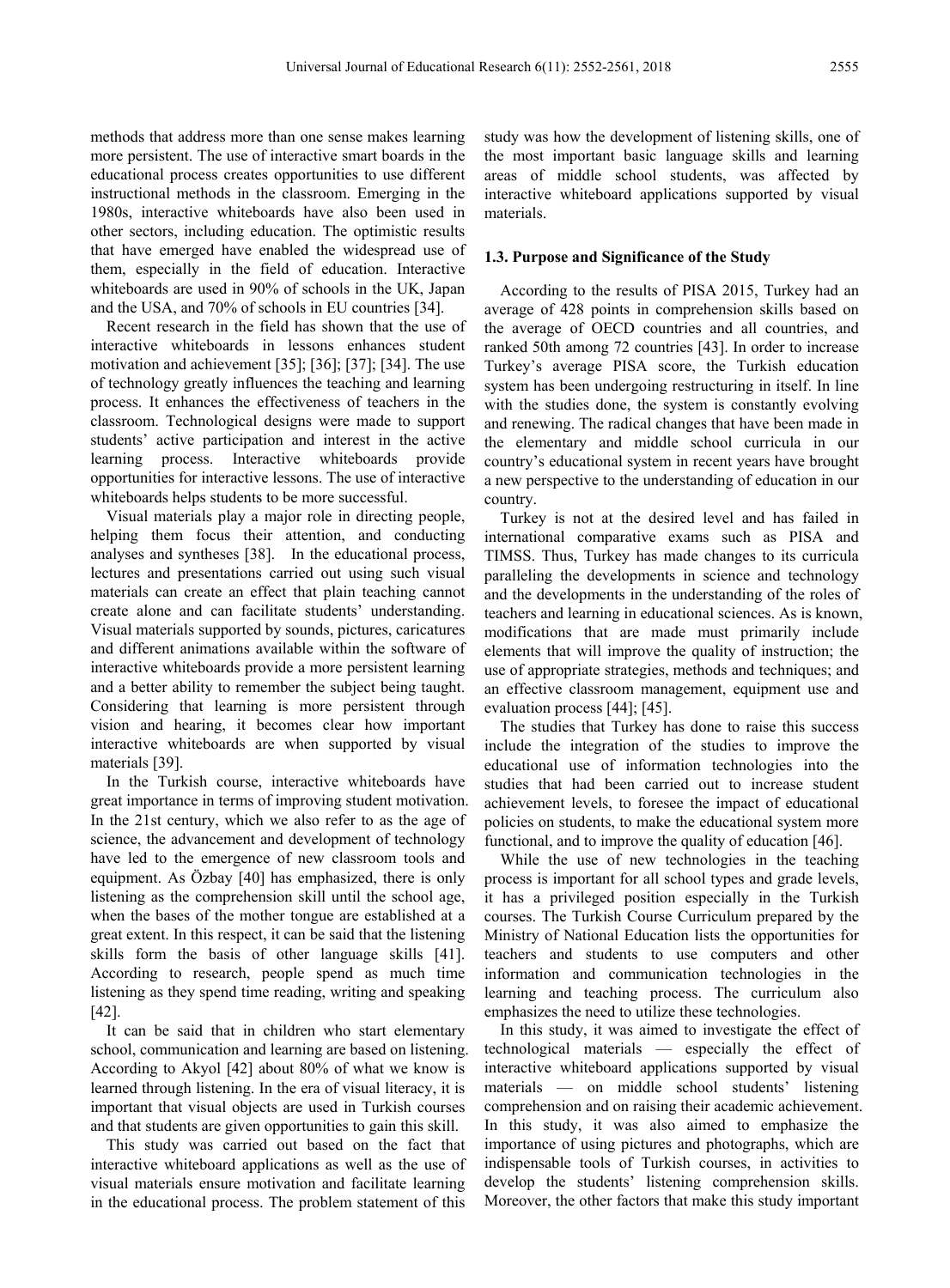methods that address more than one sense makes learning more persistent. The use of interactive smart boards in the educational process creates opportunities to use different instructional methods in the classroom. Emerging in the 1980s, interactive whiteboards have also been used in other sectors, including education. The optimistic results that have emerged have enabled the widespread use of them, especially in the field of education. Interactive whiteboards are used in 90% of schools in the UK, Japan and the USA, and 70% of schools in EU countries [34].

Recent research in the field has shown that the use of interactive whiteboards in lessons enhances student motivation and achievement [35]; [36]; [37]; [34]. The use of technology greatly influences the teaching and learning process. It enhances the effectiveness of teachers in the classroom. Technological designs were made to support students' active participation and interest in the active learning process. Interactive whiteboards provide opportunities for interactive lessons. The use of interactive whiteboards helps students to be more successful.

Visual materials play a major role in directing people, helping them focus their attention, and conducting analyses and syntheses [38]. In the educational process, lectures and presentations carried out using such visual materials can create an effect that plain teaching cannot create alone and can facilitate students' understanding. Visual materials supported by sounds, pictures, caricatures and different animations available within the software of interactive whiteboards provide a more persistent learning and a better ability to remember the subject being taught. Considering that learning is more persistent through vision and hearing, it becomes clear how important interactive whiteboards are when supported by visual materials [39].

In the Turkish course, interactive whiteboards have great importance in terms of improving student motivation. In the 21st century, which we also refer to as the age of science, the advancement and development of technology have led to the emergence of new classroom tools and equipment. As Özbay [40] has emphasized, there is only listening as the comprehension skill until the school age, when the bases of the mother tongue are established at a great extent. In this respect, it can be said that the listening skills form the basis of other language skills [41]. According to research, people spend as much time listening as they spend time reading, writing and speaking [42].

It can be said that in children who start elementary school, communication and learning are based on listening. According to Akyol [42] about 80% of what we know is learned through listening. In the era of visual literacy, it is important that visual objects are used in Turkish courses and that students are given opportunities to gain this skill.

This study was carried out based on the fact that interactive whiteboard applications as well as the use of visual materials ensure motivation and facilitate learning in the educational process. The problem statement of this study was how the development of listening skills, one of the most important basic language skills and learning areas of middle school students, was affected by interactive whiteboard applications supported by visual materials.

### 1.3. Purpose and Significance of the Study

According to the results of PISA 2015, Turkey had an average of 428 points in comprehension skills based on the average of OECD countries and all countries, and ranked 50th among 72 countries [43]. In order to increase Turkey's average PISA score, the Turkish education system has been undergoing restructuring in itself. In line with the studies done, the system is constantly evolving and renewing. The radical changes that have been made in the elementary and middle school curricula in our country's educational system in recent years have brought a new perspective to the understanding of education in our country.

Turkey is not at the desired level and has failed in international comparative exams such as PISA and TIMSS. Thus, Turkey has made changes to its curricula paralleling the developments in science and technology and the developments in the understanding of the roles of teachers and learning in educational sciences. As is known, modifications that are made must primarily include elements that will improve the quality of instruction; the use of appropriate strategies, methods and techniques; and an effective classroom management, equipment use and evaluation process [44]; [45].

The studies that Turkey has done to raise this success include the integration of the studies to improve the educational use of information technologies into the studies that had been carried out to increase student achievement levels, to foresee the impact of educational policies on students, to make the educational system more functional, and to improve the quality of education [46].

While the use of new technologies in the teaching process is important for all school types and grade levels, it has a privileged position especially in the Turkish courses. The Turkish Course Curriculum prepared by the Ministry of National Education lists the opportunities for teachers and students to use computers and other information and communication technologies in the learning and teaching process. The curriculum also emphasizes the need to utilize these technologies.

In this study, it was aimed to investigate the effect of technological materials — especially the effect of interactive whiteboard applications supported by visual materials — on middle school students' listening comprehension and on raising their academic achievement. In this study, it was also aimed to emphasize the importance of using pictures and photographs, which are indispensable tools of Turkish courses, in activities to develop the students' listening comprehension skills. Moreover, the other factors that make this study important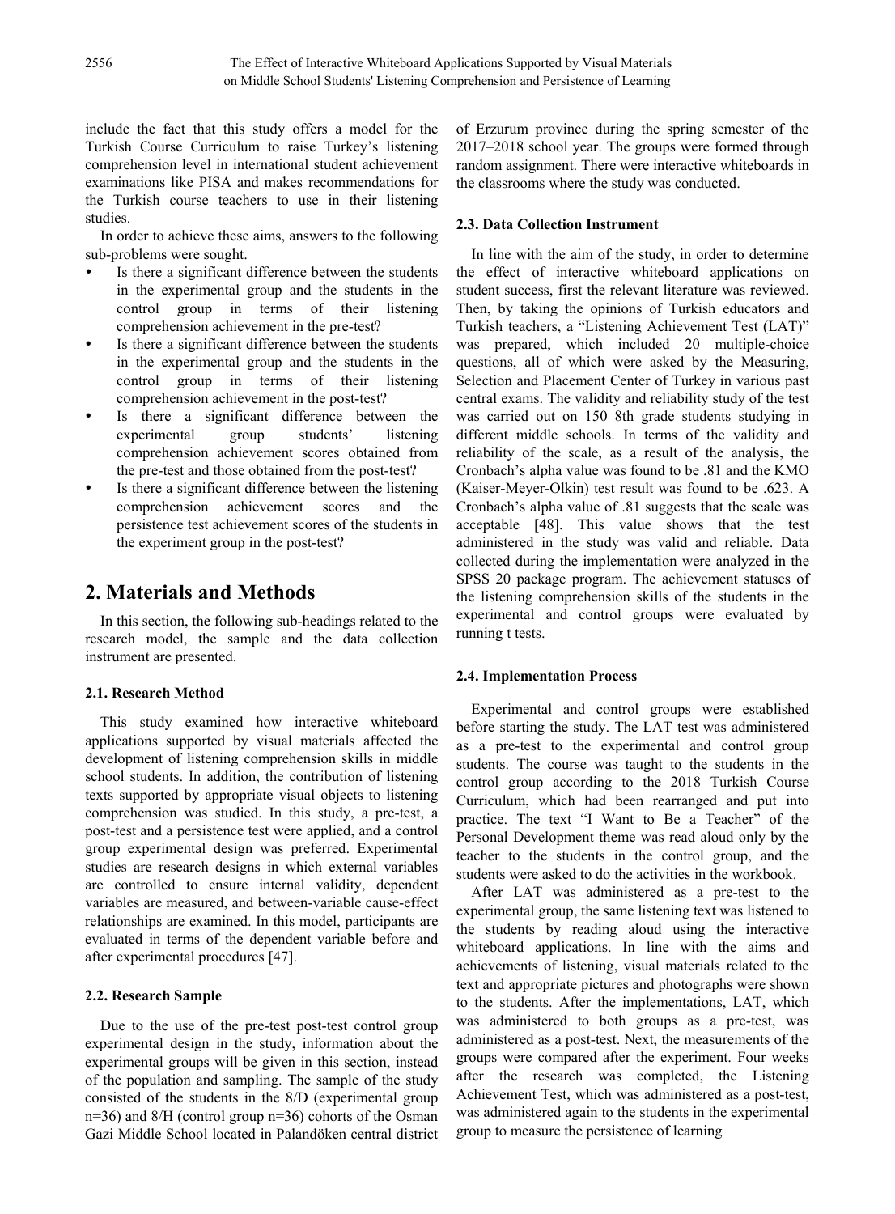include the fact that this study offers a model for the Turkish Course Curriculum to raise Turkey's listening comprehension level in international student achievement examinations like PISA and makes recommendations for the Turkish course teachers to use in their listening studies.

In order to achieve these aims, answers to the following sub-problems were sought.

- Is there a significant difference between the students in the experimental group and the students in the control group in terms of their listening comprehension achievement in the pre-test?
- Is there a significant difference between the students in the experimental group and the students in the control group in terms of their listening comprehension achievement in the post-test?
- Is there a significant difference between the experimental group students' listening comprehension achievement scores obtained from the pre-test and those obtained from the post-test?
- Is there a significant difference between the listening comprehension achievement scores and the persistence test achievement scores of the students in the experiment group in the post-test?

# 2. Materials and Methods

In this section, the following sub-headings related to the research model, the sample and the data collection instrument are presented.

### 2.1. Research Method

This study examined how interactive whiteboard applications supported by visual materials affected the development of listening comprehension skills in middle school students. In addition, the contribution of listening texts supported by appropriate visual objects to listening comprehension was studied. In this study, a pre-test, a post-test and a persistence test were applied, and a control group experimental design was preferred. Experimental studies are research designs in which external variables are controlled to ensure internal validity, dependent variables are measured, and between-variable cause-effect relationships are examined. In this model, participants are evaluated in terms of the dependent variable before and after experimental procedures [47].

### 2.2. Research Sample

Due to the use of the pre-test post-test control group experimental design in the study, information about the experimental groups will be given in this section, instead of the population and sampling. The sample of the study consisted of the students in the 8/D (experimental group n=36) and 8/H (control group n=36) cohorts of the Osman Gazi Middle School located in Palandöken central district of Erzurum province during the spring semester of the 2017–2018 school year. The groups were formed through random assignment. There were interactive whiteboards in the classrooms where the study was conducted.

### 2.3. Data Collection Instrument

In line with the aim of the study, in order to determine the effect of interactive whiteboard applications on student success, first the relevant literature was reviewed. Then, by taking the opinions of Turkish educators and Turkish teachers, a "Listening Achievement Test (LAT)" was prepared, which included 20 multiple-choice questions, all of which were asked by the Measuring, Selection and Placement Center of Turkey in various past central exams. The validity and reliability study of the test was carried out on 150 8th grade students studying in different middle schools. In terms of the validity and reliability of the scale, as a result of the analysis, the Cronbach's alpha value was found to be .81 and the KMO (Kaiser-Meyer-Olkin) test result was found to be .623. A Cronbach's alpha value of .81 suggests that the scale was acceptable [48]. This value shows that the test administered in the study was valid and reliable. Data collected during the implementation were analyzed in the SPSS 20 package program. The achievement statuses of the listening comprehension skills of the students in the experimental and control groups were evaluated by running t tests.

### 2.4. Implementation Process

Experimental and control groups were established before starting the study. The LAT test was administered as a pre-test to the experimental and control group students. The course was taught to the students in the control group according to the 2018 Turkish Course Curriculum, which had been rearranged and put into practice. The text "I Want to Be a Teacher" of the Personal Development theme was read aloud only by the teacher to the students in the control group, and the students were asked to do the activities in the workbook.

After LAT was administered as a pre-test to the experimental group, the same listening text was listened to the students by reading aloud using the interactive whiteboard applications. In line with the aims and achievements of listening, visual materials related to the text and appropriate pictures and photographs were shown to the students. After the implementations, LAT, which was administered to both groups as a pre-test, was administered as a post-test. Next, the measurements of the groups were compared after the experiment. Four weeks after the research was completed, the Listening Achievement Test, which was administered as a post-test, was administered again to the students in the experimental group to measure the persistence of learning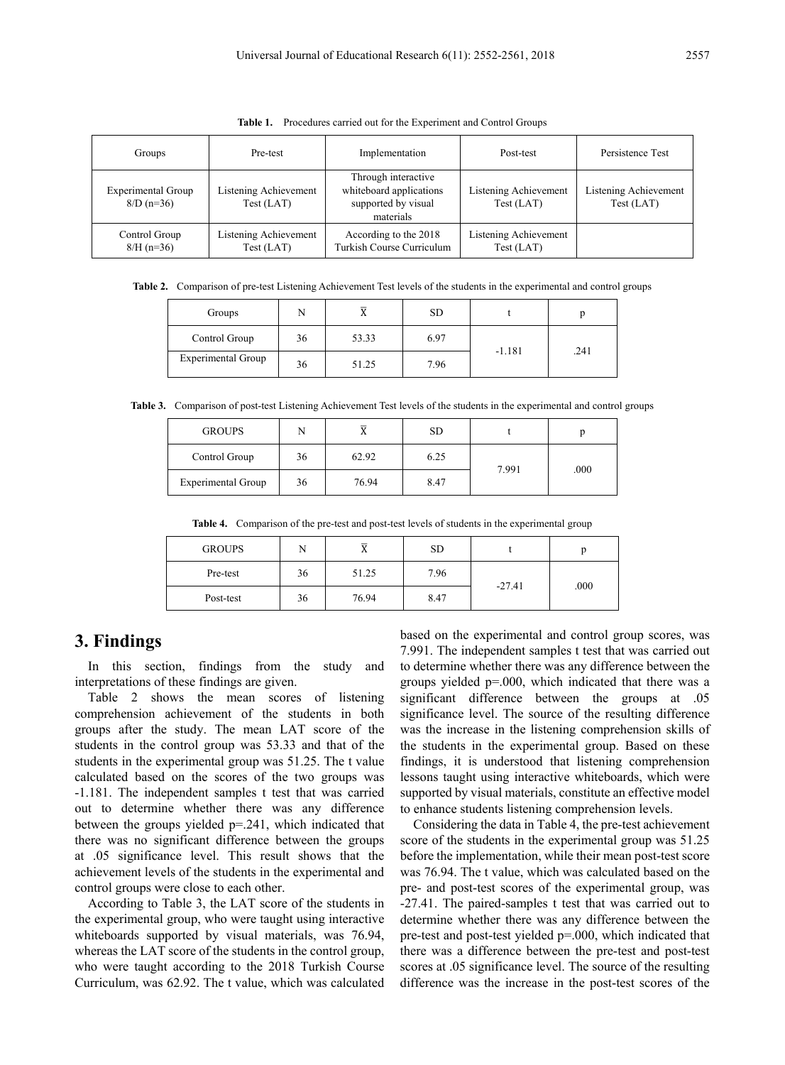**Table 1.** Procedures carried out for the Experiment and Control Groups

| Groups | Pre-test | Implementation | Post-test | Persistence Test |
|---|---|---|---|---|
| Experimental Group 8/D (n=36) | Listening Achievement Test (LAT) | Through interactive whiteboard applications supported by visual materials | Listening Achievement Test (LAT) | Listening Achievement Test (LAT) |
| Control Group 8/H (n=36) | Listening Achievement Test (LAT) | According to the 2018 Turkish Course Curriculum | Listening Achievement Test (LAT) | |

**Table 2.** Comparison of pre-test Listening Achievement Test levels of the students in the experimental and control groups

| Groups | N | $\bar{X}$ | SD | t | p |
|---|---|---|---|---|---|
| Control Group | 36 | 53.33 | 6.97 | -1.181 | .241 |
| Experimental Group | 36 | 51.25 | 7.96 | | |

**Table 3.** Comparison of post-test Listening Achievement Test levels of the students in the experimental and control groups

| GROUPS | N | $\bar{X}$ | SD | t | p |
|---|---|---|---|---|---|
| Control Group | 36 | 62.92 | 6.25 | 7.991 | .000 |
| Experimental Group | 36 | 76.94 | 8.47 | | |

**Table 4.** Comparison of the pre-test and post-test levels of students in the experimental group

| GROUPS | N | $\bar{X}$ | SD | t | p |
|---|---|---|---|---|---|
| Pre-test | 36 | 51.25 | 7.96 | -27.41 | .000 |
| Post-test | 36 | 76.94 | 8.47 | | |

# 3. Findings

In this section, findings from the study and interpretations of these findings are given.

Table 2 shows the mean scores of listening comprehension achievement of the students in both groups after the study. The mean LAT score of the students in the control group was 53.33 and that of the students in the experimental group was 51.25. The t value calculated based on the scores of the two groups was -1.181. The independent samples t test that was carried out to determine whether there was any difference between the groups yielded p=.241, which indicated that there was no significant difference between the groups at .05 significance level. This result shows that the achievement levels of the students in the experimental and control groups were close to each other.

According to Table 3, the LAT score of the students in the experimental group, who were taught using interactive whiteboards supported by visual materials, was 76.94, whereas the LAT score of the students in the control group, who were taught according to the 2018 Turkish Course Curriculum, was 62.92. The t value, which was calculated based on the experimental and control group scores, was 7.991. The independent samples t test that was carried out to determine whether there was any difference between the groups yielded p=.000, which indicated that there was a significant difference between the groups at .05 significance level. The source of the resulting difference was the increase in the listening comprehension skills of the students in the experimental group. Based on these findings, it is understood that listening comprehension lessons taught using interactive whiteboards, which were supported by visual materials, constitute an effective model to enhance students listening comprehension levels.

Considering the data in Table 4, the pre-test achievement score of the students in the experimental group was 51.25 before the implementation, while their mean post-test score was 76.94. The t value, which was calculated based on the pre- and post-test scores of the experimental group, was -27.41. The paired-samples t test that was carried out to determine whether there was any difference between the pre-test and post-test yielded p=.000, which indicated that there was a difference between the pre-test and post-test scores at .05 significance level. The source of the resulting difference was the increase in the post-test scores of the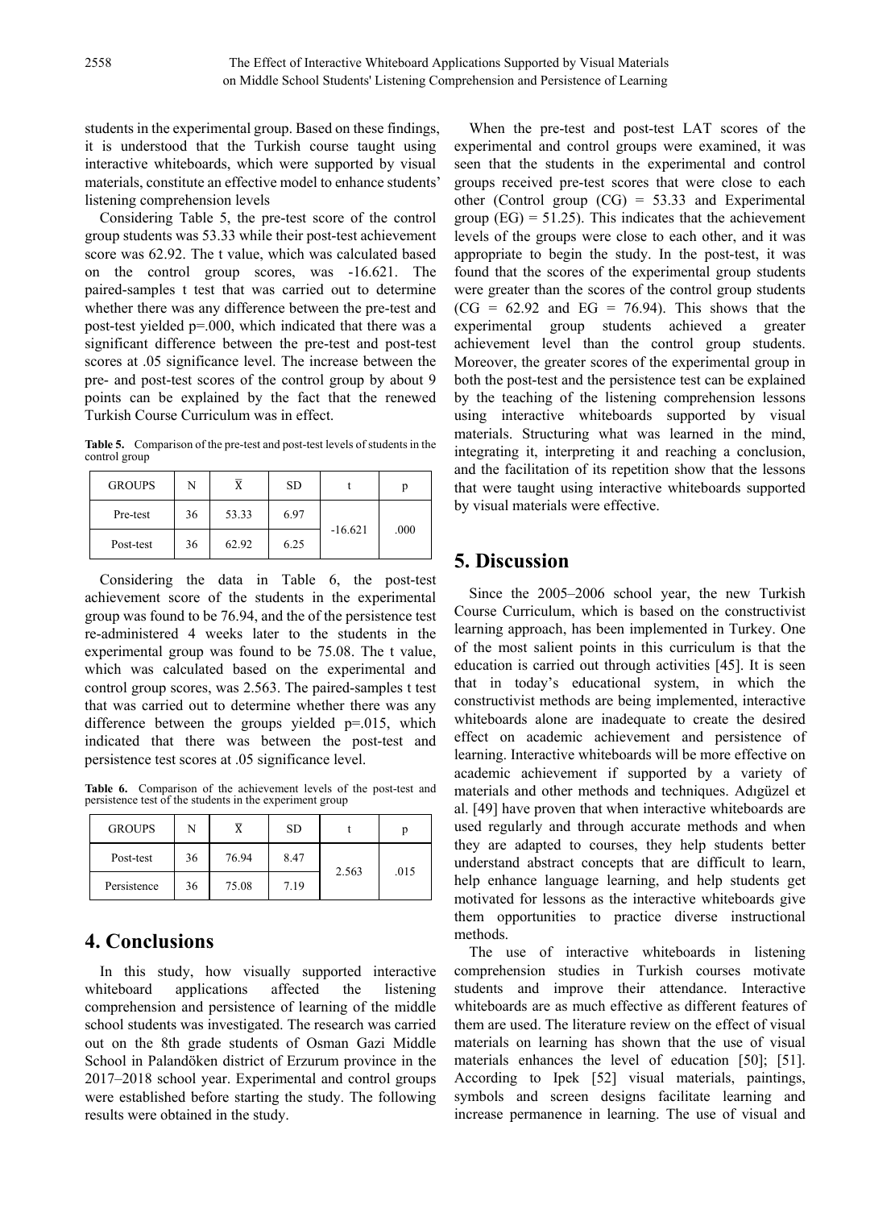students in the experimental group. Based on these findings, it is understood that the Turkish course taught using interactive whiteboards, which were supported by visual materials, constitute an effective model to enhance students' listening comprehension levels

Considering Table 5, the pre-test score of the control group students was 53.33 while their post-test achievement score was 62.92. The t value, which was calculated based on the control group scores, was -16.621. The paired-samples t test that was carried out to determine whether there was any difference between the pre-test and post-test yielded p=.000, which indicated that there was a significant difference between the pre-test and post-test scores at .05 significance level. The increase between the pre- and post-test scores of the control group by about 9 points can be explained by the fact that the renewed Turkish Course Curriculum was in effect.

**Table 5.** Comparison of the pre-test and post-test levels of students in the control group

| GROUPS | N | $\bar{X}$ | SD | t | p |
|---|---|---|---|---|---|
| Pre-test | 36 | 53.33 | 6.97 | -16.621 | .000 |
| Post-test | 36 | 62.92 | 6.25 | | |

Considering the data in Table 6, the post-test achievement score of the students in the experimental group was found to be 76.94, and the of the persistence test re-administered 4 weeks later to the students in the experimental group was found to be 75.08. The t value, which was calculated based on the experimental and control group scores, was 2.563. The paired-samples t test that was carried out to determine whether there was any difference between the groups yielded p=.015, which indicated that there was between the post-test and persistence test scores at .05 significance level.

**Table 6.** Comparison of the achievement levels of the post-test and persistence test of the students in the experiment group

| GROUPS | N | $\bar{X}$ | SD | t | p |
|---|---|---|---|---|---|
| Post-test | 36 | 76.94 | 8.47 | 2.563 | .015 |
| Persistence | 36 | 75.08 | 7.19 | | |

## 4. Conclusions

In this study, how visually supported interactive whiteboard applications affected the listening comprehension and persistence of learning of the middle school students was investigated. The research was carried out on the 8th grade students of Osman Gazi Middle School in Palandöken district of Erzurum province in the 2017–2018 school year. Experimental and control groups were established before starting the study. The following results were obtained in the study.

When the pre-test and post-test LAT scores of the experimental and control groups were examined, it was seen that the students in the experimental and control groups received pre-test scores that were close to each other (Control group (CG) = 53.33 and Experimental group (EG) = 51.25). This indicates that the achievement levels of the groups were close to each other, and it was appropriate to begin the study. In the post-test, it was found that the scores of the experimental group students were greater than the scores of the control group students (CG = 62.92 and EG = 76.94). This shows that the experimental group students achieved a greater achievement level than the control group students. Moreover, the greater scores of the experimental group in both the post-test and the persistence test can be explained by the teaching of the listening comprehension lessons using interactive whiteboards supported by visual materials. Structuring what was learned in the mind, integrating it, interpreting it and reaching a conclusion, and the facilitation of its repetition show that the lessons that were taught using interactive whiteboards supported by visual materials were effective.

## 5. Discussion

Since the 2005–2006 school year, the new Turkish Course Curriculum, which is based on the constructivist learning approach, has been implemented in Turkey. One of the most salient points in this curriculum is that the education is carried out through activities [45]. It is seen that in today's educational system, in which the constructivist methods are being implemented, interactive whiteboards alone are inadequate to create the desired effect on academic achievement and persistence of learning. Interactive whiteboards will be more effective on academic achievement if supported by a variety of materials and other methods and techniques. Adıgüzel et al. [49] have proven that when interactive whiteboards are used regularly and through accurate methods and when they are adapted to courses, they help students better understand abstract concepts that are difficult to learn, help enhance language learning, and help students get motivated for lessons as the interactive whiteboards give them opportunities to practice diverse instructional methods.

The use of interactive whiteboards in listening comprehension studies in Turkish courses motivate students and improve their attendance. Interactive whiteboards are as much effective as different features of them are used. The literature review on the effect of visual materials on learning has shown that the use of visual materials enhances the level of education [50]; [51]. According to Ipek [52] visual materials, paintings, symbols and screen designs facilitate learning and increase permanence in learning. The use of visual and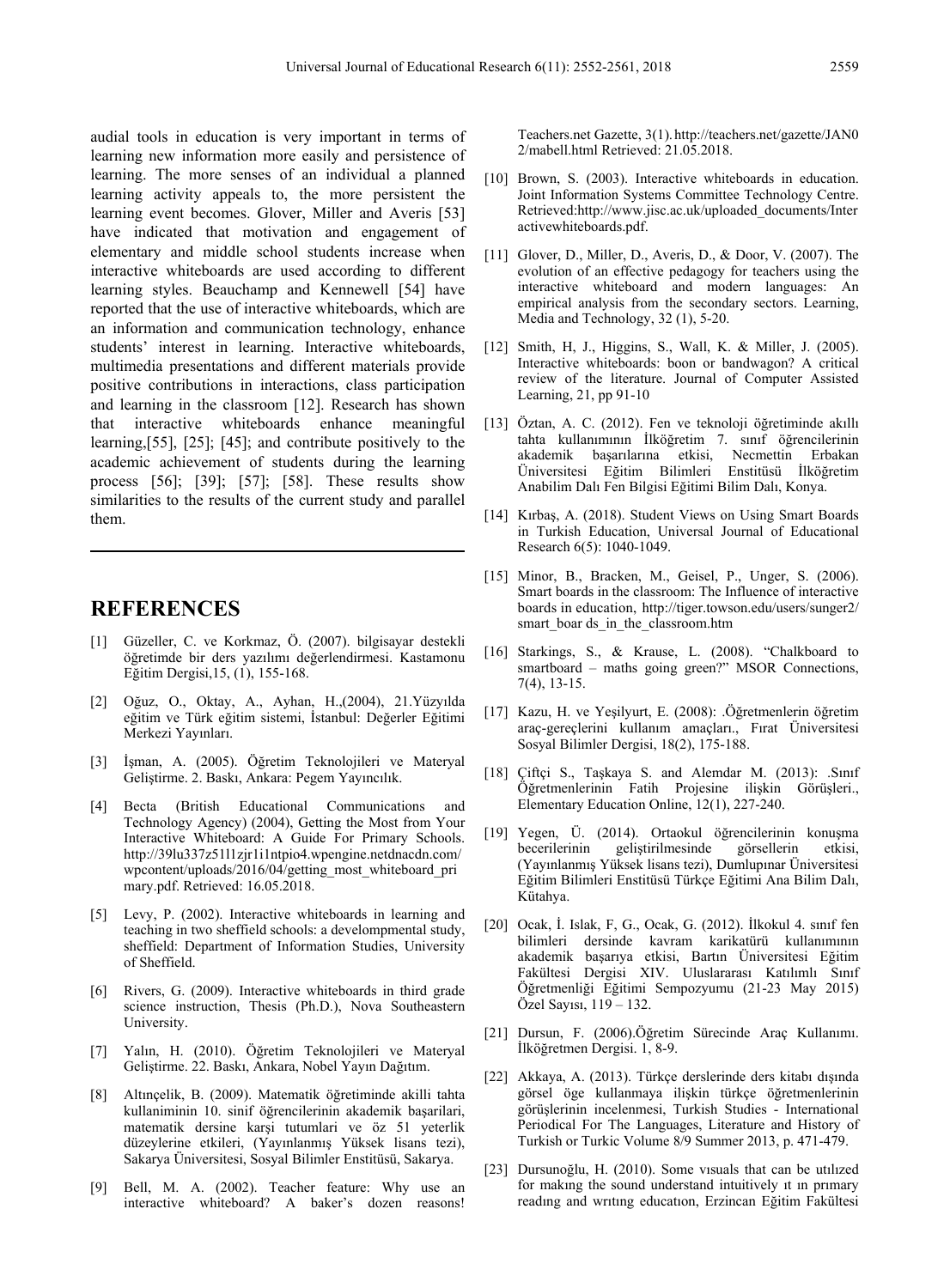audial tools in education is very important in terms of learning new information more easily and persistence of learning. The more senses of an individual a planned learning activity appeals to, the more persistent the learning event becomes. Glover, Miller and Averis [53] have indicated that motivation and engagement of elementary and middle school students increase when interactive whiteboards are used according to different learning styles. Beauchamp and Kennewell [54] have reported that the use of interactive whiteboards, which are an information and communication technology, enhance students' interest in learning. Interactive whiteboards, multimedia presentations and different materials provide positive contributions in interactions, class participation and learning in the classroom [12]. Research has shown that interactive whiteboards enhance meaningful learning,[55], [25]; [45]; and contribute positively to the academic achievement of students during the learning process [56]; [39]; [57]; [58]. These results show similarities to the results of the current study and parallel them.

## REFERENCES

[1] Güzeller, C. ve Korkmaz, Ö. (2007). bilgisayar destekli öğretimde bir ders yazılımı değerlendirmesi. Kastamonu Eğitim Dergisi,15, (1), 155-168.

[2] Oğuz, O., Oktay, A., Ayhan, H.,(2004), 21.Yüzyılda eğitim ve Türk eğitim sistemi, İstanbul: Değerler Eğitimi Merkezi Yayınları.

[3] İşman, A. (2005). Öğretim Teknolojileri ve Materyal Geliştirme. 2. Baskı, Ankara: Pegem Yayıncılık.

[4] Becta (British Educational Communications and Technology Agency) (2004), Getting the Most from Your Interactive Whiteboard: A Guide For Primary Schools. http://39lu337z51l1zjr1i1ntpio4.wpengine.netdnacdn.com/wpcontent/uploads/2016/04/getting_most_whiteboard_primary.pdf. Retrieved: 16.05.2018.

[5] Levy, P. (2002). Interactive whiteboards in learning and teaching in two sheffield schools: a develompmental study, sheffield: Department of Information Studies, University of Sheffield.

[6] Rivers, G. (2009). Interactive whiteboards in third grade science instruction, Thesis (Ph.D.), Nova Southeastern University.

[7] Yalın, H. (2010). Öğretim Teknolojileri ve Materyal Geliştirme. 22. Baskı, Ankara, Nobel Yayın Dağıtım.

[8] Altınçelik, B. (2009). Matematik öğretiminde akilli tahta kullaniminin 10. sinif öğrencilerinin akademik başarilari, matematik dersine karşi tutumlari ve öz 51 yeterlik düzeylerine etkileri, (Yayınlanmış Yüksek lisans tezi), Sakarya Üniversitesi, Sosyal Bilimler Enstitüsü, Sakarya.

[9] Bell, M. A. (2002). Teacher feature: Why use an interactive whiteboard? A baker's dozen reasons! Teachers.net Gazette, 3(1). http://teachers.net/gazette/JAN02/mabell.html Retrieved: 21.05.2018.

[10] Brown, S. (2003). Interactive whiteboards in education. Joint Information Systems Committee Technology Centre. Retrieved:http://www.jisc.ac.uk/uploaded_documents/Interactivewhiteboards.pdf.

[11] Glover, D., Miller, D., Averis, D., & Door, V. (2007). The evolution of an effective pedagogy for teachers using the interactive whiteboard and modern languages: An empirical analysis from the secondary sectors. Learning, Media and Technology, 32 (1), 5-20.

[12] Smith, H, J., Higgins, S., Wall, K. & Miller, J. (2005). Interactive whiteboards: boon or bandwagon? A critical review of the literature. Journal of Computer Assisted Learning, 21, pp 91-10

[13] Öztan, A. C. (2012). Fen ve teknoloji öğretiminde akıllı tahta kullanımının İlköğretim 7. sınıf öğrencilerinin akademik başarılarına etkisi, Necmettin Erbakan Üniversitesi Eğitim Bilimleri Enstitüsü İlköğretim Anabilim Dalı Fen Bilgisi Eğitimi Bilim Dalı, Konya.

[14] Kırbaş, A. (2018). Student Views on Using Smart Boards in Turkish Education, Universal Journal of Educational Research 6(5): 1040-1049.

[15] Minor, B., Bracken, M., Geisel, P., Unger, S. (2006). Smart boards in the classroom: The Influence of interactive boards in education, http://tiger.towson.edu/users/sunger2/smart_boar ds_in_the_classroom.htm

[16] Starkings, S., & Krause, L. (2008). "Chalkboard to smartboard – maths going green?" MSOR Connections, 7(4), 13-15.

[17] Kazu, H. ve Yeşilyurt, E. (2008): .Öğretmenlerin öğretim araç-gereçlerini kullanım amaçları., Fırat Üniversitesi Sosyal Bilimler Dergisi, 18(2), 175-188.

[18] Çiftçi S., Taşkaya S. and Alemdar M. (2013): .Sınıf Öğretmenlerinin Fatih Projesine ilişkin Görüşleri., Elementary Education Online, 12(1), 227-240.

[19] Yegen, Ü. (2014). Ortaokul öğrencilerinin konuşma becerilerinin geliştirilmesinde görsellerin etkisi, (Yayınlanmış Yüksek lisans tezi), Dumlupınar Üniversitesi Eğitim Bilimleri Enstitüsü Türkçe Eğitimi Ana Bilim Dalı, Kütahya.

[20] Ocak, İ. Islak, F, G., Ocak, G. (2012). İlkokul 4. sınıf fen bilimleri dersinde kavram karikatürü kullanımının akademik başarıya etkisi, Bartın Üniversitesi Eğitim Fakültesi Dergisi XIV. Uluslararası Katılımlı Sınıf Öğretmenliği Eğitimi Sempozyumu (21-23 May 2015) Özel Sayısı, 119 – 132.

[21] Dursun, F. (2006).Öğretim Sürecinde Araç Kullanımı. İlköğretmen Dergisi. 1, 8-9.

[22] Akkaya, A. (2013). Türkçe derslerinde ders kitabı dışında görsel öge kullanmaya ilişkin türkçe öğretmenlerinin görüşlerinin incelenmesi, Turkish Studies - International Periodical For The Languages, Literature and History of Turkish or Turkic Volume 8/9 Summer 2013, p. 471-479.

[23] Dursunoğlu, H. (2010). Some vısuals that can be utılızed for makıng the sound understand intuitively ıt ın prımary readıng and wrıtıng educatıon, Erzincan Eğitim Fakültesi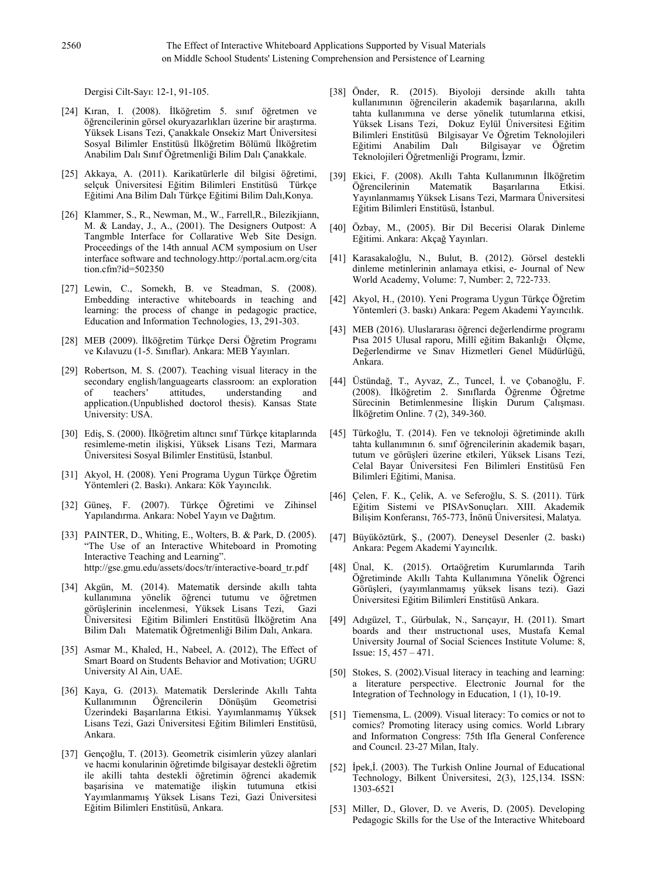Dergisi Cilt-Sayı: 12-1, 91-105.

[24] Kıran, I. (2008). İlköğretim 5. sınıf öğretmen ve öğrencilerinin görsel okuryazarlıkları üzerine bir araştırma. Yüksek Lisans Tezi, Çanakkale Onsekiz Mart Üniversitesi Sosyal Bilimler Enstitüsü İlköğretim Bölümü İlköğretim Anabilim Dalı Sınıf Öğretmenliği Bilim Dalı Çanakkale.

[25] Akkaya, A. (2011). Karikatürlerle dil bilgisi öğretimi, selçuk Üniversitesi Eğitim Bilimleri Enstitüsü Türkçe Eğitimi Ana Bilim Dalı Türkçe Eğitimi Bilim Dalı,Konya.

[26] Klammer, S., R., Newman, M., W., Farrell,R., Bilezikjiann, M. & Landay, J., A., (2001). The Designers Outpost: A Tangmble Interface for Collarative Web Site Design. Proceedings of the 14th annual ACM symposium on User interface software and technology.http://portal.acm.org/citation.cfm?id=502350

[27] Lewin, C., Somekh, B. ve Steadman, S. (2008). Embedding interactive whiteboards in teaching and learning: the process of change in pedagogic practice, Education and Information Technologies, 13, 291-303.

[28] MEB (2009). İlköğretim Türkçe Dersi Öğretim Programı ve Kılavuzu (1-5. Sınıflar). Ankara: MEB Yayınları.

[29] Robertson, M. S. (2007). Teaching visual literacy in the secondary english/languagearts classroom: an exploration of teachers' attitudes, understanding and application.(Unpublished doctorol thesis). Kansas State University: USA.

[30] Ediş, S. (2000). İlköğretim altıncı sınıf Türkçe kitaplarında resimleme-metin ilişkisi, Yüksek Lisans Tezi, Marmara Üniversitesi Sosyal Bilimler Enstitüsü, İstanbul.

[31] Akyol, H. (2008). Yeni Programa Uygun Türkçe Öğretim Yöntemleri (2. Baskı). Ankara: Kök Yayıncılık.

[32] Güneş, F. (2007). Türkçe Öğretimi ve Zihinsel Yapılandırma. Ankara: Nobel Yayın ve Dağıtım.

[33] PAINTER, D., Whiting, E., Wolters, B. & Park, D. (2005). "The Use of an Interactive Whiteboard in Promoting Interactive Teaching and Learning". http://gse.gmu.edu/assets/docs/tr/interactive-board_tr.pdf

[34] Akgün, M. (2014). Matematik dersinde akıllı tahta kullanımına yönelik öğrenci tutumu ve öğretmen görüşlerinin incelenmesi, Yüksek Lisans Tezi, Gazi Üniversitesi Eğitim Bilimleri Enstitüsü İlköğretim Ana Bilim Dalı Matematik Öğretmenliği Bilim Dalı, Ankara.

[35] Asmar M., Khaled, H., Nabeel, A. (2012), The Effect of Smart Board on Students Behavior and Motivation; UGRU University Al Ain, UAE.

[36] Kaya, G. (2013). Matematik Derslerinde Akıllı Tahta Kullanımının Öğrencilerin Dönüşüm Geometrisi Üzerindeki Başarılarına Etkisi. Yayımlanmamış Yüksek Lisans Tezi, Gazi Üniversitesi Eğitim Bilimleri Enstitüsü, Ankara.

[37] Gençoğlu, T. (2013). Geometrik cisimlerin yüzey alanlari ve hacmi konularinin öğretimde bilgisayar destekli öğretim ile akilli tahta destekli öğretimin öğrenci akademik başarisina ve matematiğe ilişkin tutumuna etkisi Yayımlanmamış Yüksek Lisans Tezi, Gazi Üniversitesi Eğitim Bilimleri Enstitüsü, Ankara.

[38] Önder, R. (2015). Biyoloji dersinde akıllı tahta kullanımının öğrencilerin akademik başarılarına, akıllı tahta kullanımına ve derse yönelik tutumlarına etkisi, Yüksek Lisans Tezi, Dokuz Eylül Üniversitesi Eğitim Bilimleri Enstitüsü Bilgisayar Ve Öğretim Teknolojileri Eğitimi Anabilim Dalı Bilgisayar ve Öğretim Teknolojileri Öğretmenliği Programı, İzmir.

[39] Ekici, F. (2008). Akıllı Tahta Kullanımının İlköğretim Öğrencilerinin Matematik Başarılarına Etkisi. Yayınlanmamış Yüksek Lisans Tezi, Marmara Üniversitesi Eğitim Bilimleri Enstitüsü, İstanbul.

[40] Özbay, M., (2005). Bir Dil Becerisi Olarak Dinleme Eğitimi. Ankara: Akçağ Yayınları.

[41] Karasakaloğlu, N., Bulut, B. (2012). Görsel destekli dinleme metinlerinin anlamaya etkisi, e- Journal of New World Academy, Volume: 7, Number: 2, 722-733.

[42] Akyol, H., (2010). Yeni Programa Uygun Türkçe Öğretim Yöntemleri (3. baskı) Ankara: Pegem Akademi Yayıncılık.

[43] MEB (2016). Uluslararası öğrenci değerlendirme programı Pısa 2015 Ulusal raporu, Millî eğitim Bakanlığı Ölçme, Değerlendirme ve Sınav Hizmetleri Genel Müdürlüğü, Ankara.

[44] Üstündağ, T., Ayvaz, Z., Tuncel, İ. ve Çobanoğlu, F. (2008). İlköğretim 2. Sınıflarda Öğrenme Öğretme Sürecinin Betimlenmesine İlişkin Durum Çalışması. İlköğretim Online. 7 (2), 349-360.

[45] Türkoğlu, T. (2014). Fen ve teknoloji öğretiminde akıllı tahta kullanımının 6. sınıf öğrencilerinin akademik başarı, tutum ve görüşleri üzerine etkileri, Yüksek Lisans Tezi, Celal Bayar Üniversitesi Fen Bilimleri Enstitüsü Fen Bilimleri Eğitimi, Manisa.

[46] Çelen, F. K., Çelik, A. ve Seferoğlu, S. S. (2011). Türk Eğitim Sistemi ve PISAvSonuçları. XIII. Akademik Bilişim Konferansı, 765-773, İnönü Üniversitesi, Malatya.

[47] Büyüköztürk, Ş., (2007). Deneysel Desenler (2. baskı) Ankara: Pegem Akademi Yayıncılık.

[48] Ünal, K. (2015). Ortaöğretim Kurumlarında Tarih Öğretiminde Akıllı Tahta Kullanımına Yönelik Öğrenci Görüşleri, (yayımlanmamış yüksek lisans tezi). Gazi Üniversitesi Eğitim Bilimleri Enstitüsü Ankara.

[49] Adıgüzel, T., Gürbulak, N., Sarıçayır, H. (2011). Smart boards and theır ınstructıonal uses, Mustafa Kemal University Journal of Social Sciences Institute Volume: 8, Issue: 15, 457 – 471.

[50] Stokes, S. (2002).Visual literacy in teaching and learning: a literature perspective. Electronic Journal for the Integration of Technology in Education, 1 (1), 10-19.

[51] Tiemensma, L. (2009). Visual literacy: To comics or not to comics? Promoting literacy using comics. World Lıbrary and Informatıon Congress: 75th Ifla General Conference and Councıl. 23-27 Milan, Italy.

[52] İpek,İ. (2003). The Turkish Online Journal of Educational Technology, Bilkent Üniversitesi, 2(3), 125,134. ISSN: 1303-6521

[53] Miller, D., Glover, D. ve Averis, D. (2005). Developing Pedagogic Skills for the Use of the Interactive Whiteboard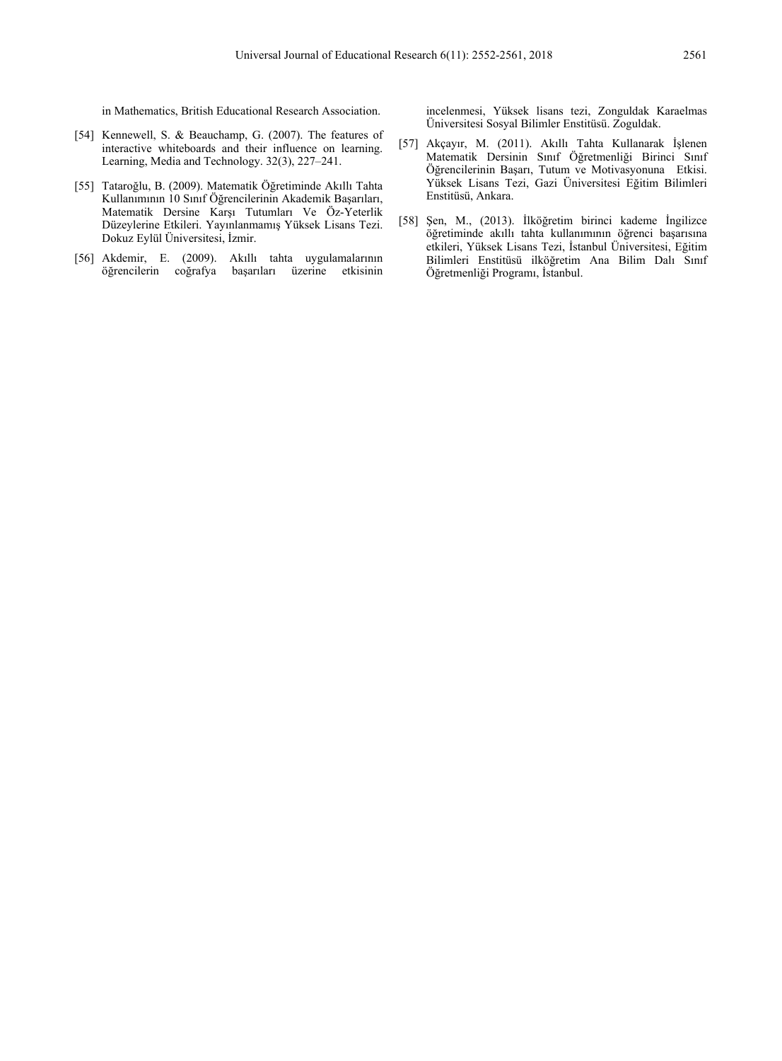in Mathematics, British Educational Research Association.

[54] Kennewell, S. & Beauchamp, G. (2007). The features of interactive whiteboards and their influence on learning. Learning, Media and Technology. 32(3), 227–241.

[55] Tataroğlu, B. (2009). Matematik Öğretiminde Akıllı Tahta Kullanımının 10 Sınıf Öğrencilerinin Akademik Başarıları, Matematik Dersine Karşı Tutumları Ve Öz-Yeterlik Düzeylerine Etkileri. Yayınlanmamış Yüksek Lisans Tezi. Dokuz Eylül Üniversitesi, İzmir.

[56] Akdemir, E. (2009). Akıllı tahta uygulamalarının öğrencilerin coğrafya başarıları üzerine etkisinin incelenmesi, Yüksek lisans tezi, Zonguldak Karaelmas Üniversitesi Sosyal Bilimler Enstitüsü. Zoguldak.

[57] Akçayır, M. (2011). Akıllı Tahta Kullanarak İşlenen Matematik Dersinin Sınıf Öğretmenliği Birinci Sınıf Öğrencilerinin Başarı, Tutum ve Motivasyonuna Etkisi. Yüksek Lisans Tezi, Gazi Üniversitesi Eğitim Bilimleri Enstitüsü, Ankara.

[58] Şen, M., (2013). İlköğretim birinci kademe İngilizce öğretiminde akıllı tahta kullanımının öğrenci başarısına etkileri, Yüksek Lisans Tezi, İstanbul Üniversitesi, Eğitim Bilimleri Enstitüsü ilköğretim Ana Bilim Dalı Sınıf Öğretmenliği Programı, İstanbul.